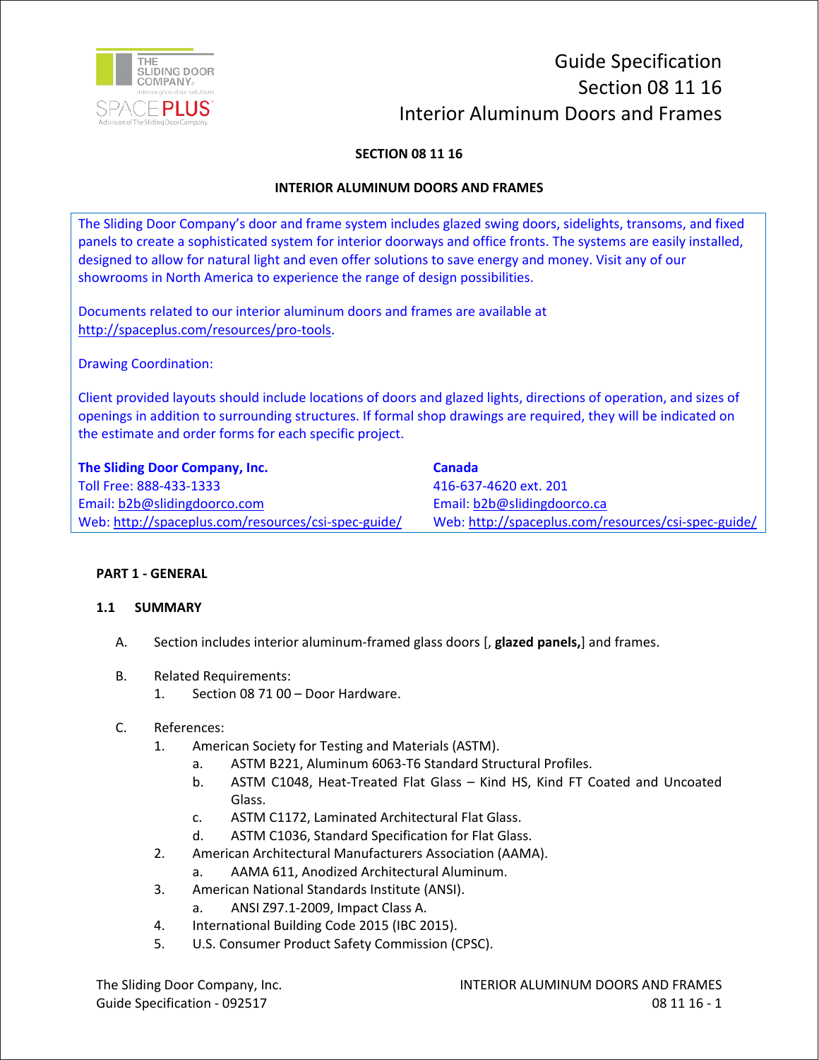Guide Specification
Section 08 11 16
Interior Aluminum Doors and Frames

# SECTION 08 11 16

# INTERIOR ALUMINUM DOORS AND FRAMES

The Sliding Door Company's door and frame system includes glazed swing doors, sidelights, transoms, and fixed panels to create a sophisticated system for interior doorways and office fronts. The systems are easily installed, designed to allow for natural light and even offer solutions to save energy and money. Visit any of our showrooms in North America to experience the range of design possibilities.

Documents related to our interior aluminum doors and frames are available at http://spaceplus.com/resources/pro-tools.

Drawing Coordination:

Client provided layouts should include locations of doors and glazed lights, directions of operation, and sizes of openings in addition to surrounding structures. If formal shop drawings are required, they will be indicated on the estimate and order forms for each specific project.

**The Sliding Door Company, Inc.**
Toll Free: 888-433-1333
Email: b2b@slidingdoorco.com
Web: http://spaceplus.com/resources/csi-spec-guide/

**Canada**
416-637-4620 ext. 201
Email: b2b@slidingdoorco.ca
Web: http://spaceplus.com/resources/csi-spec-guide/

## PART 1 - GENERAL

### 1.1 SUMMARY

A. Section includes interior aluminum-framed glass doors [, **glazed panels,**] and frames.

B. Related Requirements:
   1. Section 08 71 00 – Door Hardware.

C. References:
   1. American Society for Testing and Materials (ASTM).
      a. ASTM B221, Aluminum 6063-T6 Standard Structural Profiles.
      b. ASTM C1048, Heat-Treated Flat Glass – Kind HS, Kind FT Coated and Uncoated Glass.
      c. ASTM C1172, Laminated Architectural Flat Glass.
      d. ASTM C1036, Standard Specification for Flat Glass.
   2. American Architectural Manufacturers Association (AAMA).
      a. AAMA 611, Anodized Architectural Aluminum.
   3. American National Standards Institute (ANSI).
      a. ANSI Z97.1-2009, Impact Class A.
   4. International Building Code 2015 (IBC 2015).
   5. U.S. Consumer Product Safety Commission (CPSC).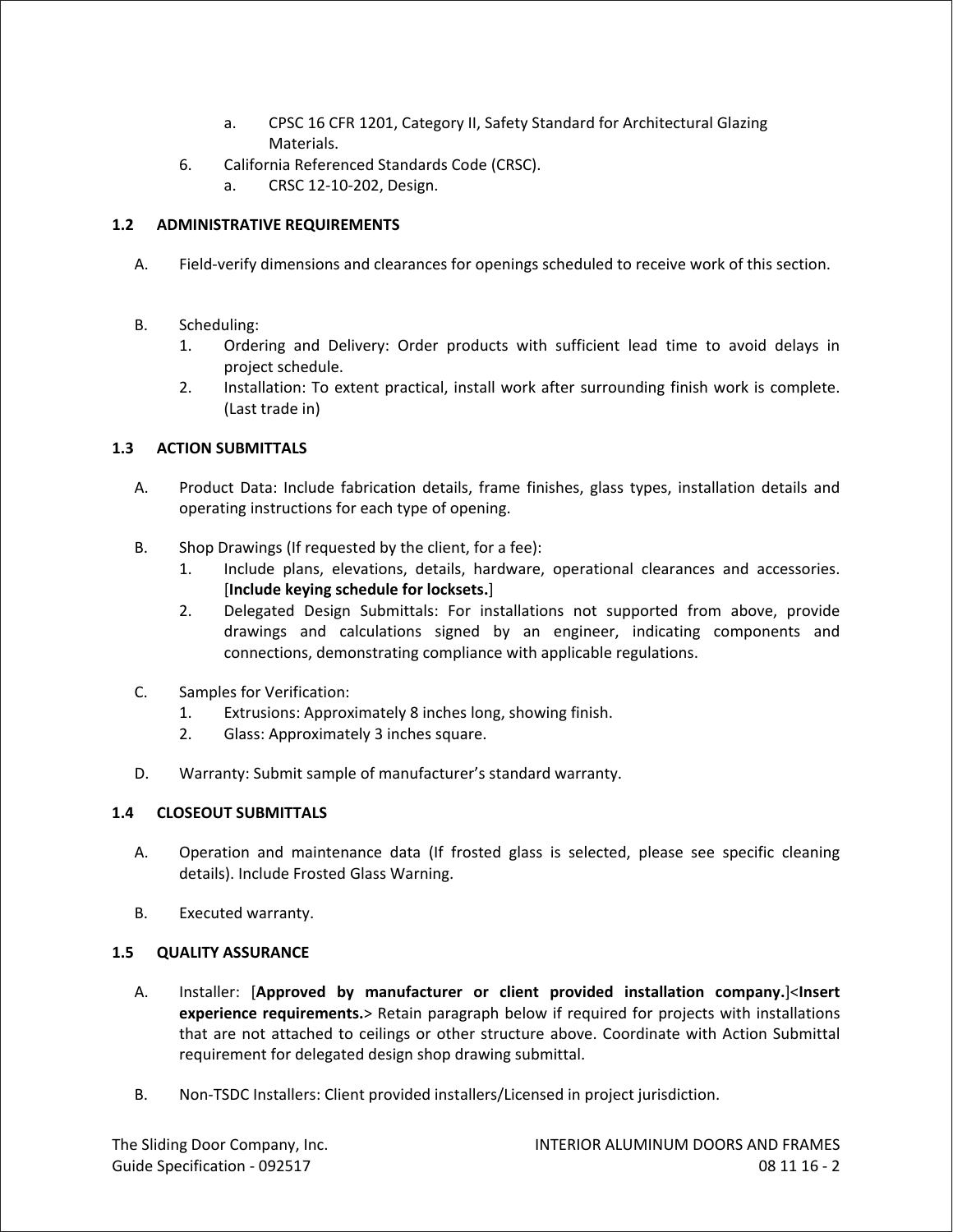a. CPSC 16 CFR 1201, Category II, Safety Standard for Architectural Glazing Materials.

6. California Referenced Standards Code (CRSC).
   a. CRSC 12-10-202, Design.

### 1.2 ADMINISTRATIVE REQUIREMENTS

A. Field-verify dimensions and clearances for openings scheduled to receive work of this section.

B. Scheduling:
   1. Ordering and Delivery: Order products with sufficient lead time to avoid delays in project schedule.
   2. Installation: To extent practical, install work after surrounding finish work is complete. (Last trade in)

### 1.3 ACTION SUBMITTALS

A. Product Data: Include fabrication details, frame finishes, glass types, installation details and operating instructions for each type of opening.

B. Shop Drawings (If requested by the client, for a fee):
   1. Include plans, elevations, details, hardware, operational clearances and accessories. [**Include keying schedule for locksets.**]
   2. Delegated Design Submittals: For installations not supported from above, provide drawings and calculations signed by an engineer, indicating components and connections, demonstrating compliance with applicable regulations.

C. Samples for Verification:
   1. Extrusions: Approximately 8 inches long, showing finish.
   2. Glass: Approximately 3 inches square.

D. Warranty: Submit sample of manufacturer's standard warranty.

### 1.4 CLOSEOUT SUBMITTALS

A. Operation and maintenance data (If frosted glass is selected, please see specific cleaning details). Include Frosted Glass Warning.

B. Executed warranty.

### 1.5 QUALITY ASSURANCE

A. Installer: [**Approved by manufacturer or client provided installation company.**]<**Insert experience requirements.**> Retain paragraph below if required for projects with installations that are not attached to ceilings or other structure above. Coordinate with Action Submittal requirement for delegated design shop drawing submittal.

B. Non-TSDC Installers: Client provided installers/Licensed in project jurisdiction.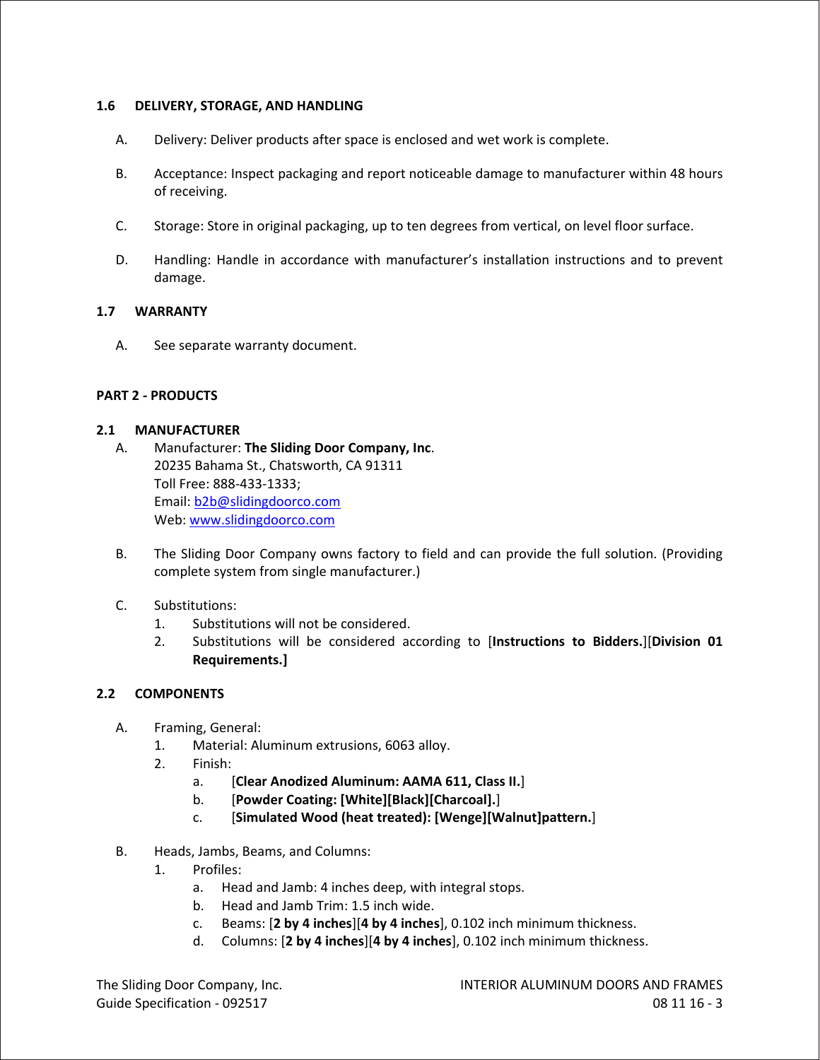### 1.6 DELIVERY, STORAGE, AND HANDLING

A. Delivery: Deliver products after space is enclosed and wet work is complete.

B. Acceptance: Inspect packaging and report noticeable damage to manufacturer within 48 hours of receiving.

C. Storage: Store in original packaging, up to ten degrees from vertical, on level floor surface.

D. Handling: Handle in accordance with manufacturer's installation instructions and to prevent damage.

### 1.7 WARRANTY

A. See separate warranty document.

## PART 2 - PRODUCTS

### 2.1 MANUFACTURER

A. Manufacturer: **The Sliding Door Company, Inc**.
20235 Bahama St., Chatsworth, CA 91311
Toll Free: 888-433-1333;
Email: b2b@slidingdoorco.com
Web: www.slidingdoorco.com

B. The Sliding Door Company owns factory to field and can provide the full solution. (Providing complete system from single manufacturer.)

C. Substitutions:
   1. Substitutions will not be considered.
   2. Substitutions will be considered according to [**Instructions to Bidders.**][**Division 01 Requirements.]**

### 2.2 COMPONENTS

A. Framing, General:
   1. Material: Aluminum extrusions, 6063 alloy.
   2. Finish:
      a. [**Clear Anodized Aluminum: AAMA 611, Class II.**]
      b. [**Powder Coating: [White][Black][Charcoal].**]
      c. [**Simulated Wood (heat treated): [Wenge][Walnut]pattern.**]

B. Heads, Jambs, Beams, and Columns:
   1. Profiles:
      a. Head and Jamb: 4 inches deep, with integral stops.
      b. Head and Jamb Trim: 1.5 inch wide.
      c. Beams: [**2 by 4 inches**][**4 by 4 inches**], 0.102 inch minimum thickness.
      d. Columns: [**2 by 4 inches**][**4 by 4 inches**], 0.102 inch minimum thickness.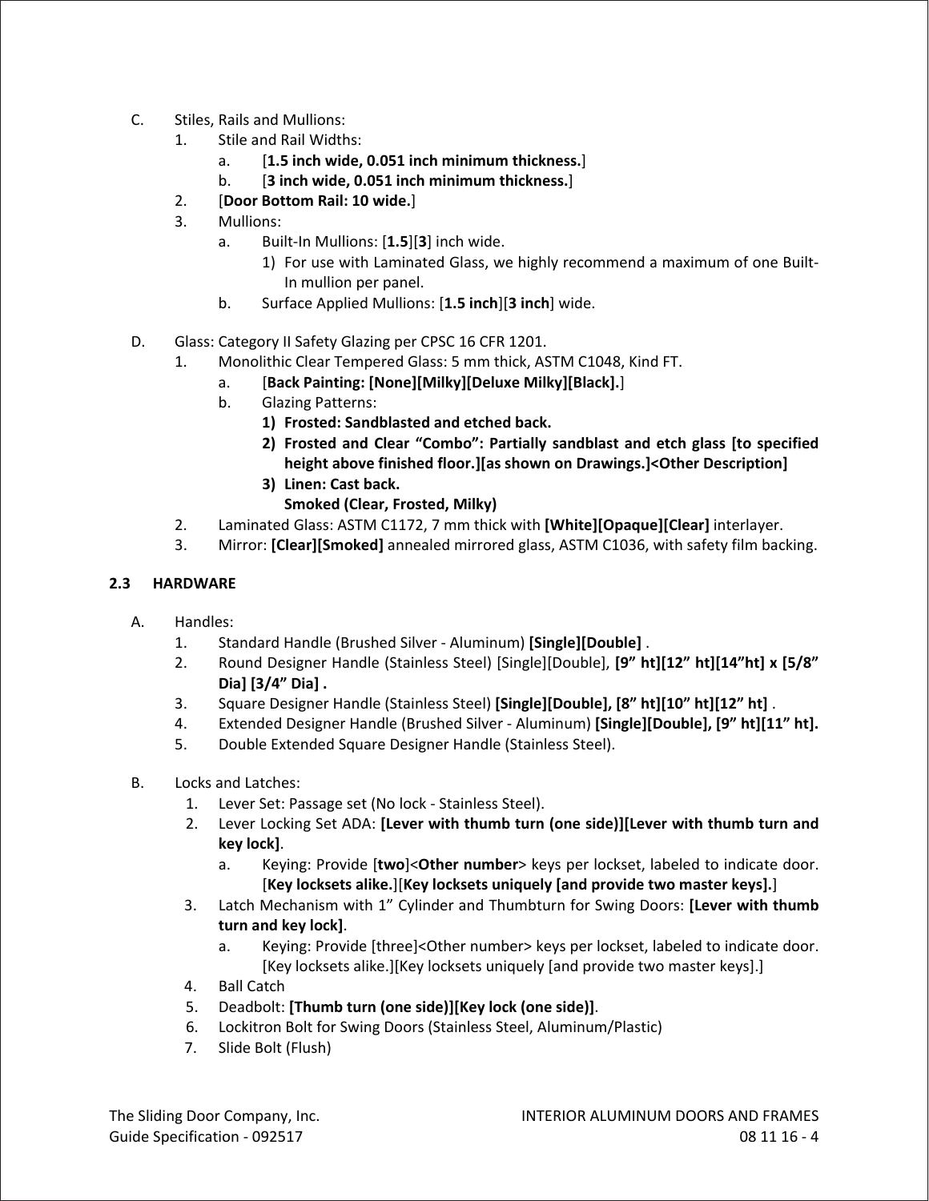C. Stiles, Rails and Mullions:

1. Stile and Rail Widths:
    a. [**1.5 inch wide, 0.051 inch minimum thickness.**]
    b. [**3 inch wide, 0.051 inch minimum thickness.**]
2. [**Door Bottom Rail: 10 wide.**]
3. Mullions:
    a. Built-In Mullions: [**1.5**][**3**] inch wide.
        1) For use with Laminated Glass, we highly recommend a maximum of one Built-In mullion per panel.
    b. Surface Applied Mullions: [**1.5 inch**][**3 inch**] wide.

D. Glass: Category II Safety Glazing per CPSC 16 CFR 1201.

1. Monolithic Clear Tempered Glass: 5 mm thick, ASTM C1048, Kind FT.
    a. [**Back Painting: [None][Milky][Deluxe Milky][Black].**]
    b. Glazing Patterns:
        **1) Frosted: Sandblasted and etched back.**
        **2) Frosted and Clear "Combo": Partially sandblast and etch glass [to specified height above finished floor.][as shown on Drawings.]<Other Description]**
        **3) Linen: Cast back.**
        **Smoked (Clear, Frosted, Milky)**
2. Laminated Glass: ASTM C1172, 7 mm thick with **[White][Opaque][Clear]** interlayer.
3. Mirror: **[Clear][Smoked]** annealed mirrored glass, ASTM C1036, with safety film backing.

## 2.3 HARDWARE

A. Handles:

1. Standard Handle (Brushed Silver - Aluminum) **[Single][Double]** .
2. Round Designer Handle (Stainless Steel) [Single][Double], **[9" ht][12" ht][14"ht] x [5/8" Dia] [3/4" Dia] .**
3. Square Designer Handle (Stainless Steel) **[Single][Double], [8" ht][10" ht][12" ht]** .
4. Extended Designer Handle (Brushed Silver - Aluminum) **[Single][Double], [9" ht][11" ht].**
5. Double Extended Square Designer Handle (Stainless Steel).

B. Locks and Latches:

1. Lever Set: Passage set (No lock - Stainless Steel).
2. Lever Locking Set ADA: **[Lever with thumb turn (one side)][Lever with thumb turn and key lock]**.
    a. Keying: Provide [**two**]<**Other number**> keys per lockset, labeled to indicate door. [**Key locksets alike.**][**Key locksets uniquely [and provide two master keys].**]
3. Latch Mechanism with 1" Cylinder and Thumbturn for Swing Doors: **[Lever with thumb turn and key lock]**.
    a. Keying: Provide [three]<Other number> keys per lockset, labeled to indicate door. [Key locksets alike.][Key locksets uniquely [and provide two master keys].]
4. Ball Catch
5. Deadbolt: **[Thumb turn (one side)][Key lock (one side)]**.
6. Lockitron Bolt for Swing Doors (Stainless Steel, Aluminum/Plastic)
7. Slide Bolt (Flush)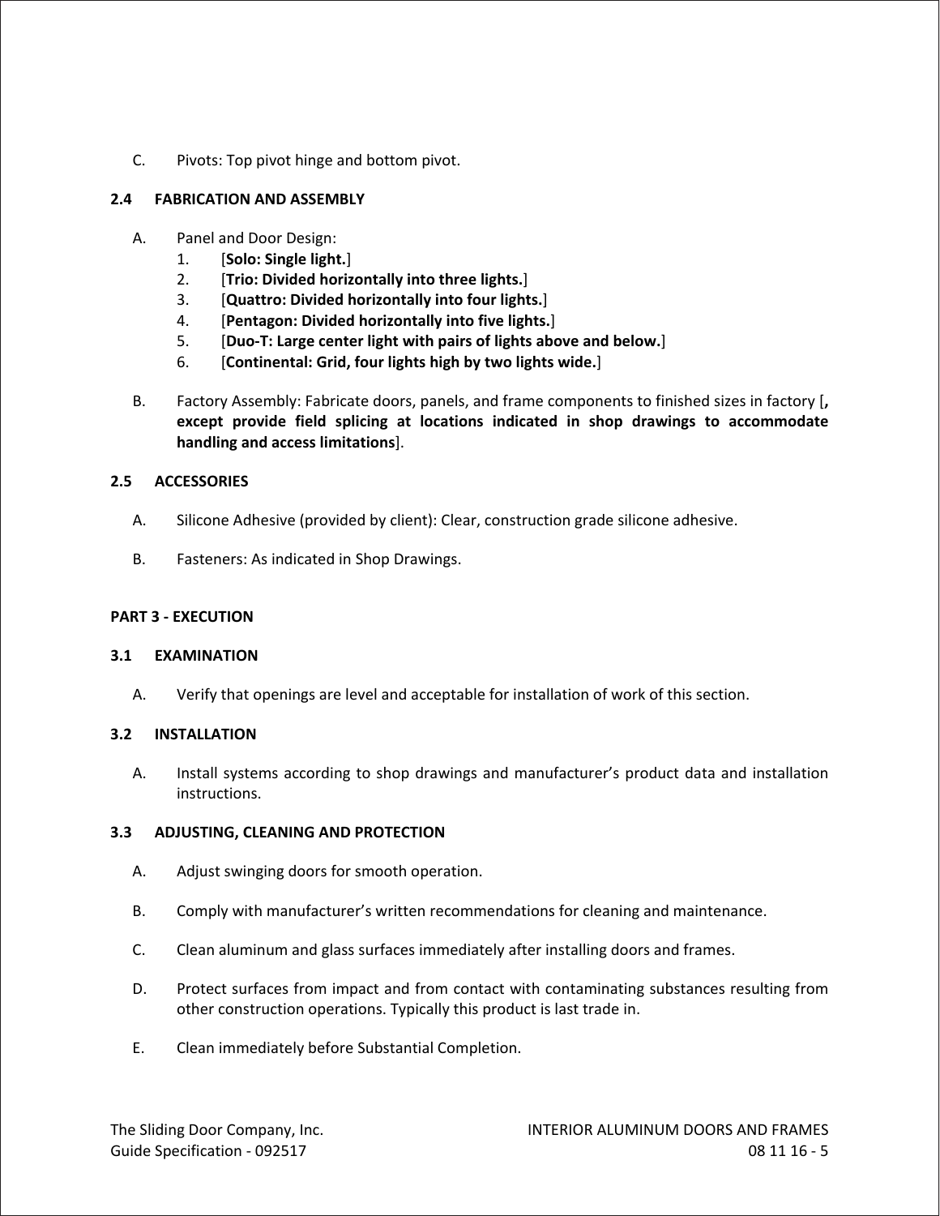C. Pivots: Top pivot hinge and bottom pivot.

## 2.4 FABRICATION AND ASSEMBLY

A. Panel and Door Design:
   1. [**Solo: Single light.**]
   2. [**Trio: Divided horizontally into three lights.**]
   3. [**Quattro: Divided horizontally into four lights.**]
   4. [**Pentagon: Divided horizontally into five lights.**]
   5. [**Duo-T: Large center light with pairs of lights above and below.**]
   6. [**Continental: Grid, four lights high by two lights wide.**]

B. Factory Assembly: Fabricate doors, panels, and frame components to finished sizes in factory [**, except provide field splicing at locations indicated in shop drawings to accommodate handling and access limitations**].

## 2.5 ACCESSORIES

A. Silicone Adhesive (provided by client): Clear, construction grade silicone adhesive.

B. Fasteners: As indicated in Shop Drawings.

# PART 3 - EXECUTION

## 3.1 EXAMINATION

A. Verify that openings are level and acceptable for installation of work of this section.

## 3.2 INSTALLATION

A. Install systems according to shop drawings and manufacturer's product data and installation instructions.

## 3.3 ADJUSTING, CLEANING AND PROTECTION

A. Adjust swinging doors for smooth operation.

B. Comply with manufacturer's written recommendations for cleaning and maintenance.

C. Clean aluminum and glass surfaces immediately after installing doors and frames.

D. Protect surfaces from impact and from contact with contaminating substances resulting from other construction operations. Typically this product is last trade in.

E. Clean immediately before Substantial Completion.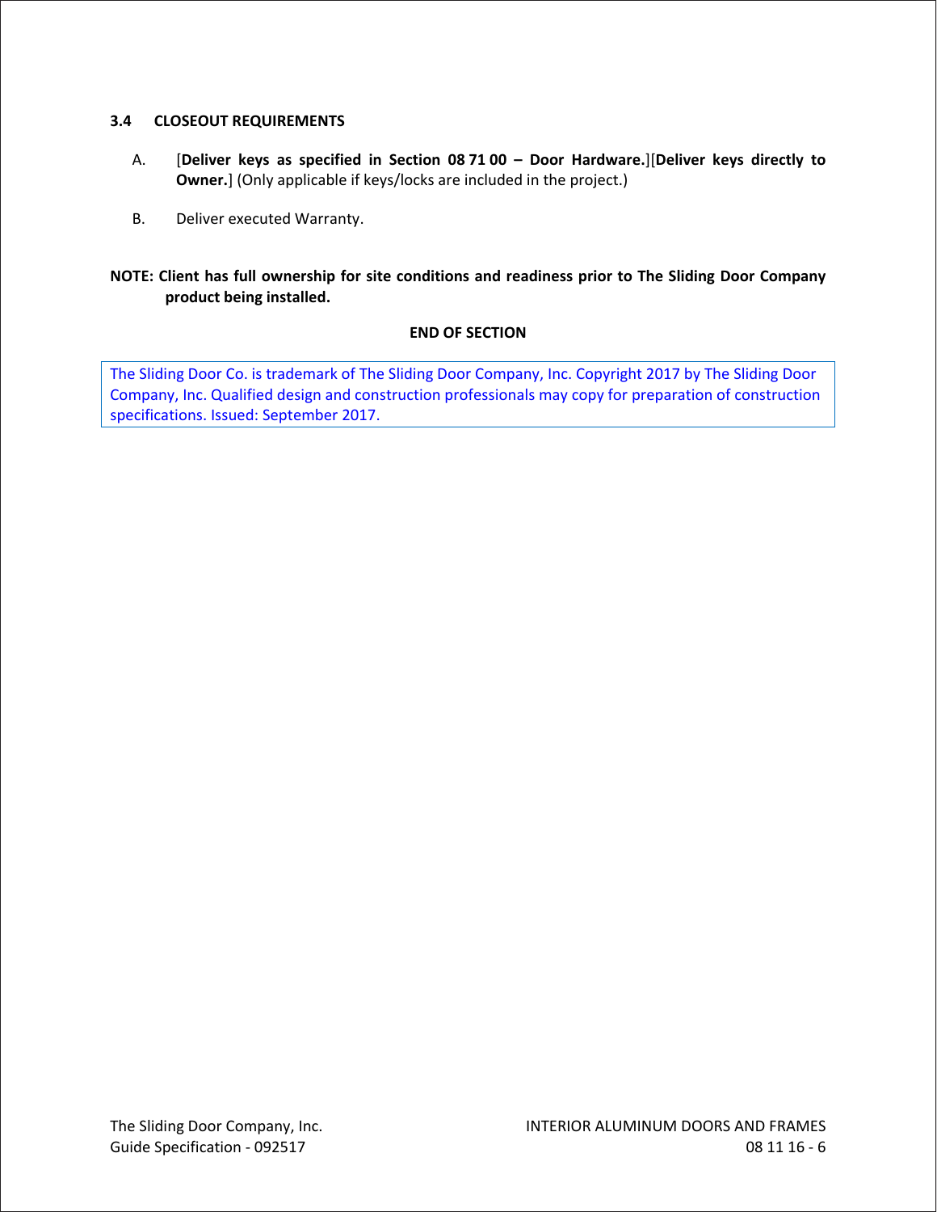### 3.4 CLOSEOUT REQUIREMENTS

A. [**Deliver keys as specified in Section 08 71 00 – Door Hardware.**][**Deliver keys directly to Owner.**] (Only applicable if keys/locks are included in the project.)

B. Deliver executed Warranty.

**NOTE: Client has full ownership for site conditions and readiness prior to The Sliding Door Company product being installed.**

**END OF SECTION**

The Sliding Door Co. is trademark of The Sliding Door Company, Inc. Copyright 2017 by The Sliding Door Company, Inc. Qualified design and construction professionals may copy for preparation of construction specifications. Issued: September 2017.